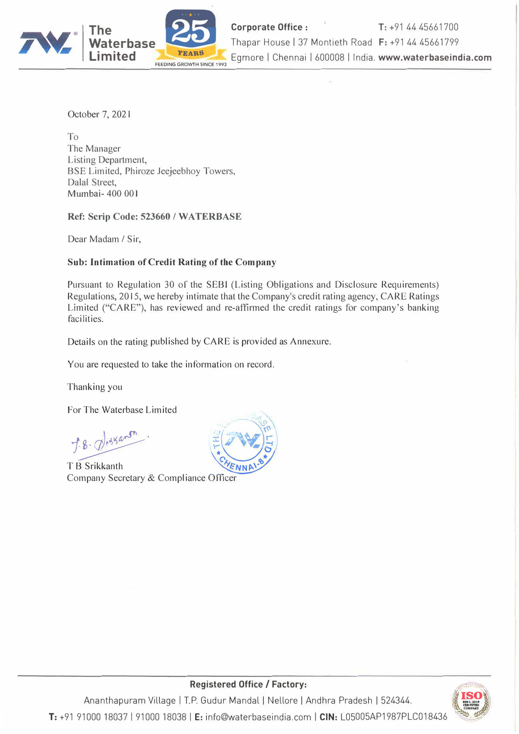October 7, 2021

To
The Manager
Listing Department,
BSE Limited, Phiroze Jeejeebhoy Towers,
Dalal Street,
Mumbai- 400 001

**Ref: Scrip Code: 523660 / WATERBASE**

Dear Madam / Sir,

**Sub: Intimation of Credit Rating of the Company**

Pursuant to Regulation 30 of the SEBI (Listing Obligations and Disclosure Requirements) Regulations, 2015, we hereby intimate that the Company's credit rating agency, CARE Ratings Limited ("CARE"), has reviewed and re-affirmed the credit ratings for company's banking facilities.

Details on the rating published by CARE is provided as Annexure.

You are requested to take the information on record.

Thanking you

For The Waterbase Limited

T B Srikkanth
Company Secretary & Compliance Officer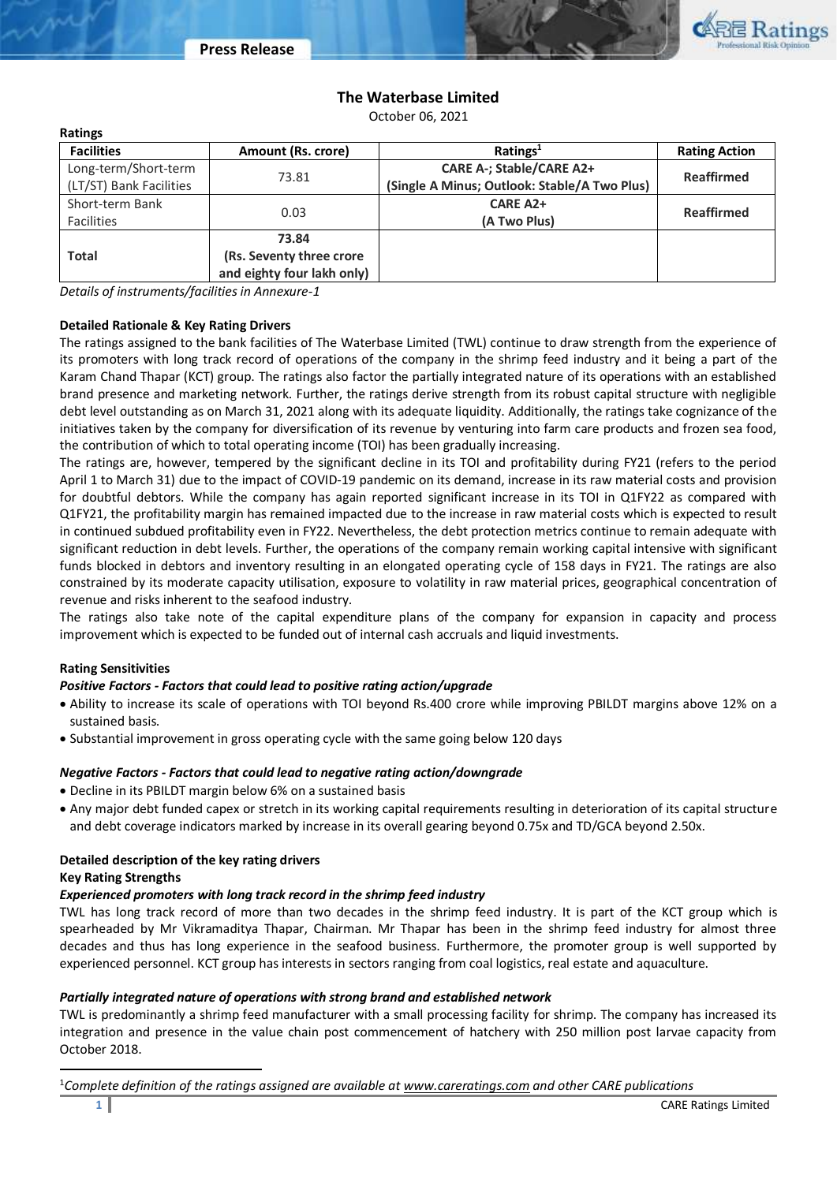# The Waterbase Limited

October 06, 2021

**Ratings**

| Facilities | Amount (Rs. crore) | Ratings[1] | Rating Action |
|---|---|---|---|
| Long-term/Short-term (LT/ST) Bank Facilities | 73.81 | **CARE A-; Stable/CARE A2+ (Single A Minus; Outlook: Stable/A Two Plus)** | **Reaffirmed** |
| Short-term Bank Facilities | 0.03 | **CARE A2+ (A Two Plus)** | **Reaffirmed** |
| **Total** | **73.84 (Rs. Seventy three crore and eighty four lakh only)** | | |

*Details of instruments/facilities in Annexure-1*

**Detailed Rationale & Key Rating Drivers**

The ratings assigned to the bank facilities of The Waterbase Limited (TWL) continue to draw strength from the experience of its promoters with long track record of operations of the company in the shrimp feed industry and it being a part of the Karam Chand Thapar (KCT) group. The ratings also factor the partially integrated nature of its operations with an established brand presence and marketing network. Further, the ratings derive strength from its robust capital structure with negligible debt level outstanding as on March 31, 2021 along with its adequate liquidity. Additionally, the ratings take cognizance of the initiatives taken by the company for diversification of its revenue by venturing into farm care products and frozen sea food, the contribution of which to total operating income (TOI) has been gradually increasing.

The ratings are, however, tempered by the significant decline in its TOI and profitability during FY21 (refers to the period April 1 to March 31) due to the impact of COVID-19 pandemic on its demand, increase in its raw material costs and provision for doubtful debtors. While the company has again reported significant increase in its TOI in Q1FY22 as compared with Q1FY21, the profitability margin has remained impacted due to the increase in raw material costs which is expected to result in continued subdued profitability even in FY22. Nevertheless, the debt protection metrics continue to remain adequate with significant reduction in debt levels. Further, the operations of the company remain working capital intensive with significant funds blocked in debtors and inventory resulting in an elongated operating cycle of 158 days in FY21. The ratings are also constrained by its moderate capacity utilisation, exposure to volatility in raw material prices, geographical concentration of revenue and risks inherent to the seafood industry.

The ratings also take note of the capital expenditure plans of the company for expansion in capacity and process improvement which is expected to be funded out of internal cash accruals and liquid investments.

**Rating Sensitivities**

***Positive Factors - Factors that could lead to positive rating action/upgrade***

- Ability to increase its scale of operations with TOI beyond Rs.400 crore while improving PBILDT margins above 12% on a sustained basis.
- Substantial improvement in gross operating cycle with the same going below 120 days

***Negative Factors - Factors that could lead to negative rating action/downgrade***

- Decline in its PBILDT margin below 6% on a sustained basis
- Any major debt funded capex or stretch in its working capital requirements resulting in deterioration of its capital structure and debt coverage indicators marked by increase in its overall gearing beyond 0.75x and TD/GCA beyond 2.50x.

**Detailed description of the key rating drivers**

**Key Rating Strengths**

***Experienced promoters with long track record in the shrimp feed industry***

TWL has long track record of more than two decades in the shrimp feed industry. It is part of the KCT group which is spearheaded by Mr Vikramaditya Thapar, Chairman. Mr Thapar has been in the shrimp feed industry for almost three decades and thus has long experience in the seafood business. Furthermore, the promoter group is well supported by experienced personnel. KCT group has interests in sectors ranging from coal logistics, real estate and aquaculture.

***Partially integrated nature of operations with strong brand and established network***

TWL is predominantly a shrimp feed manufacturer with a small processing facility for shrimp. The company has increased its integration and presence in the value chain post commencement of hatchery with 250 million post larvae capacity from October 2018.

[1]*Complete definition of the ratings assigned are available at www.careratings.com and other CARE publications*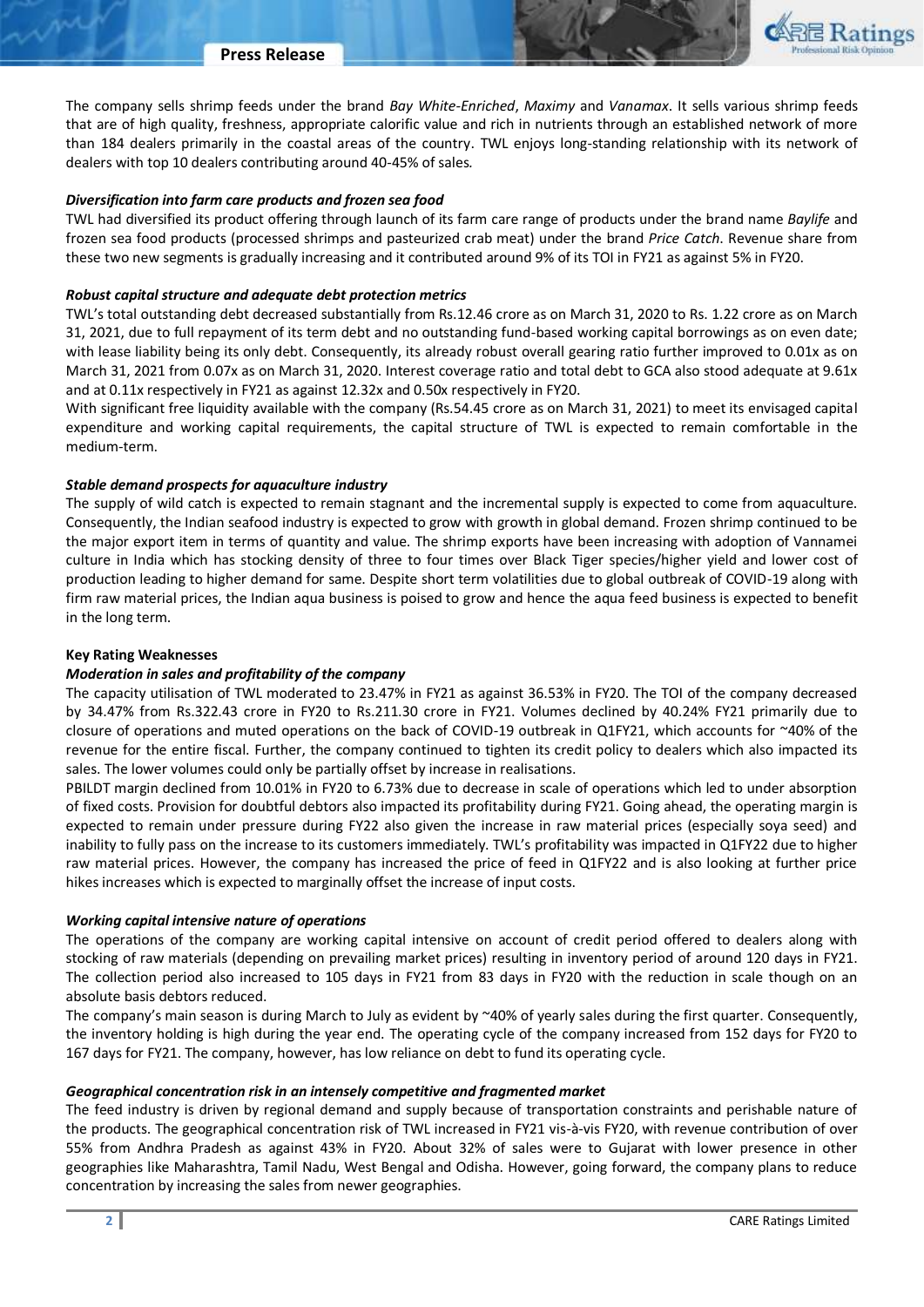The company sells shrimp feeds under the brand *Bay White-Enriched*, *Maximy* and *Vanamax*. It sells various shrimp feeds that are of high quality, freshness, appropriate calorific value and rich in nutrients through an established network of more than 184 dealers primarily in the coastal areas of the country. TWL enjoys long-standing relationship with its network of dealers with top 10 dealers contributing around 40-45% of sales.

***Diversification into farm care products and frozen sea food***

TWL had diversified its product offering through launch of its farm care range of products under the brand name *Baylife* and frozen sea food products (processed shrimps and pasteurized crab meat) under the brand *Price Catch*. Revenue share from these two new segments is gradually increasing and it contributed around 9% of its TOI in FY21 as against 5% in FY20.

***Robust capital structure and adequate debt protection metrics***

TWL's total outstanding debt decreased substantially from Rs.12.46 crore as on March 31, 2020 to Rs. 1.22 crore as on March 31, 2021, due to full repayment of its term debt and no outstanding fund-based working capital borrowings as on even date; with lease liability being its only debt. Consequently, its already robust overall gearing ratio further improved to 0.01x as on March 31, 2021 from 0.07x as on March 31, 2020. Interest coverage ratio and total debt to GCA also stood adequate at 9.61x and at 0.11x respectively in FY21 as against 12.32x and 0.50x respectively in FY20.

With significant free liquidity available with the company (Rs.54.45 crore as on March 31, 2021) to meet its envisaged capital expenditure and working capital requirements, the capital structure of TWL is expected to remain comfortable in the medium-term.

***Stable demand prospects for aquaculture industry***

The supply of wild catch is expected to remain stagnant and the incremental supply is expected to come from aquaculture. Consequently, the Indian seafood industry is expected to grow with growth in global demand. Frozen shrimp continued to be the major export item in terms of quantity and value. The shrimp exports have been increasing with adoption of Vannamei culture in India which has stocking density of three to four times over Black Tiger species/higher yield and lower cost of production leading to higher demand for same. Despite short term volatilities due to global outbreak of COVID-19 along with firm raw material prices, the Indian aqua business is poised to grow and hence the aqua feed business is expected to benefit in the long term.

**Key Rating Weaknesses**

***Moderation in sales and profitability of the company***

The capacity utilisation of TWL moderated to 23.47% in FY21 as against 36.53% in FY20. The TOI of the company decreased by 34.47% from Rs.322.43 crore in FY20 to Rs.211.30 crore in FY21. Volumes declined by 40.24% FY21 primarily due to closure of operations and muted operations on the back of COVID-19 outbreak in Q1FY21, which accounts for ~40% of the revenue for the entire fiscal. Further, the company continued to tighten its credit policy to dealers which also impacted its sales. The lower volumes could only be partially offset by increase in realisations.

PBILDT margin declined from 10.01% in FY20 to 6.73% due to decrease in scale of operations which led to under absorption of fixed costs. Provision for doubtful debtors also impacted its profitability during FY21. Going ahead, the operating margin is expected to remain under pressure during FY22 also given the increase in raw material prices (especially soya seed) and inability to fully pass on the increase to its customers immediately. TWL's profitability was impacted in Q1FY22 due to higher raw material prices. However, the company has increased the price of feed in Q1FY22 and is also looking at further price hikes increases which is expected to marginally offset the increase of input costs.

***Working capital intensive nature of operations***

The operations of the company are working capital intensive on account of credit period offered to dealers along with stocking of raw materials (depending on prevailing market prices) resulting in inventory period of around 120 days in FY21. The collection period also increased to 105 days in FY21 from 83 days in FY20 with the reduction in scale though on an absolute basis debtors reduced.

The company's main season is during March to July as evident by ~40% of yearly sales during the first quarter. Consequently, the inventory holding is high during the year end. The operating cycle of the company increased from 152 days for FY20 to 167 days for FY21. The company, however, has low reliance on debt to fund its operating cycle.

***Geographical concentration risk in an intensely competitive and fragmented market***

The feed industry is driven by regional demand and supply because of transportation constraints and perishable nature of the products. The geographical concentration risk of TWL increased in FY21 vis-à-vis FY20, with revenue contribution of over 55% from Andhra Pradesh as against 43% in FY20. About 32% of sales were to Gujarat with lower presence in other geographies like Maharashtra, Tamil Nadu, West Bengal and Odisha. However, going forward, the company plans to reduce concentration by increasing the sales from newer geographies.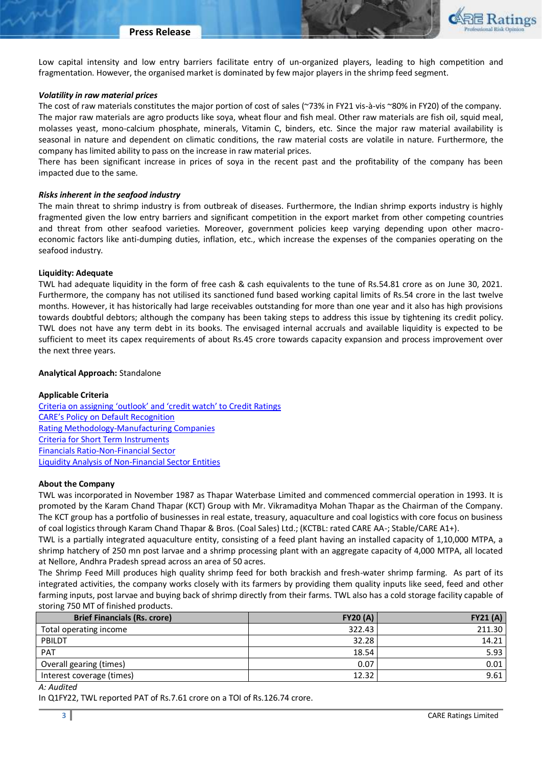Low capital intensity and low entry barriers facilitate entry of un-organized players, leading to high competition and fragmentation. However, the organised market is dominated by few major players in the shrimp feed segment.

***Volatility in raw material prices***

The cost of raw materials constitutes the major portion of cost of sales (~73% in FY21 vis-à-vis ~80% in FY20) of the company. The major raw materials are agro products like soya, wheat flour and fish meal. Other raw materials are fish oil, squid meal, molasses yeast, mono-calcium phosphate, minerals, Vitamin C, binders, etc. Since the major raw material availability is seasonal in nature and dependent on climatic conditions, the raw material costs are volatile in nature. Furthermore, the company has limited ability to pass on the increase in raw material prices.

There has been significant increase in prices of soya in the recent past and the profitability of the company has been impacted due to the same.

***Risks inherent in the seafood industry***

The main threat to shrimp industry is from outbreak of diseases. Furthermore, the Indian shrimp exports industry is highly fragmented given the low entry barriers and significant competition in the export market from other competing countries and threat from other seafood varieties. Moreover, government policies keep varying depending upon other macro-economic factors like anti-dumping duties, inflation, etc., which increase the expenses of the companies operating on the seafood industry.

**Liquidity: Adequate**

TWL had adequate liquidity in the form of free cash & cash equivalents to the tune of Rs.54.81 crore as on June 30, 2021. Furthermore, the company has not utilised its sanctioned fund based working capital limits of Rs.54 crore in the last twelve months. However, it has historically had large receivables outstanding for more than one year and it also has high provisions towards doubtful debtors; although the company has been taking steps to address this issue by tightening its credit policy. TWL does not have any term debt in its books. The envisaged internal accruals and available liquidity is expected to be sufficient to meet its capex requirements of about Rs.45 crore towards capacity expansion and process improvement over the next three years.

**Analytical Approach:** Standalone

**Applicable Criteria**

Criteria on assigning 'outlook' and 'credit watch' to Credit Ratings
CARE's Policy on Default Recognition
Rating Methodology-Manufacturing Companies
Criteria for Short Term Instruments
Financials Ratio-Non-Financial Sector
Liquidity Analysis of Non-Financial Sector Entities

**About the Company**

TWL was incorporated in November 1987 as Thapar Waterbase Limited and commenced commercial operation in 1993. It is promoted by the Karam Chand Thapar (KCT) Group with Mr. Vikramaditya Mohan Thapar as the Chairman of the Company. The KCT group has a portfolio of businesses in real estate, treasury, aquaculture and coal logistics with core focus on business of coal logistics through Karam Chand Thapar & Bros. (Coal Sales) Ltd.; (KCTBL: rated CARE AA-; Stable/CARE A1+).

TWL is a partially integrated aquaculture entity, consisting of a feed plant having an installed capacity of 1,10,000 MTPA, a shrimp hatchery of 250 mn post larvae and a shrimp processing plant with an aggregate capacity of 4,000 MTPA, all located at Nellore, Andhra Pradesh spread across an area of 50 acres.

The Shrimp Feed Mill produces high quality shrimp feed for both brackish and fresh-water shrimp farming. As part of its integrated activities, the company works closely with its farmers by providing them quality inputs like seed, feed and other farming inputs, post larvae and buying back of shrimp directly from their farms. TWL also has a cold storage facility capable of storing 750 MT of finished products.

| Brief Financials (Rs. crore) | FY20 (A) | FY21 (A) |
|---|---|---|
| Total operating income | 322.43 | 211.30 |
| PBILDT | 32.28 | 14.21 |
| PAT | 18.54 | 5.93 |
| Overall gearing (times) | 0.07 | 0.01 |
| Interest coverage (times) | 12.32 | 9.61 |

*A: Audited*

In Q1FY22, TWL reported PAT of Rs.7.61 crore on a TOI of Rs.126.74 crore.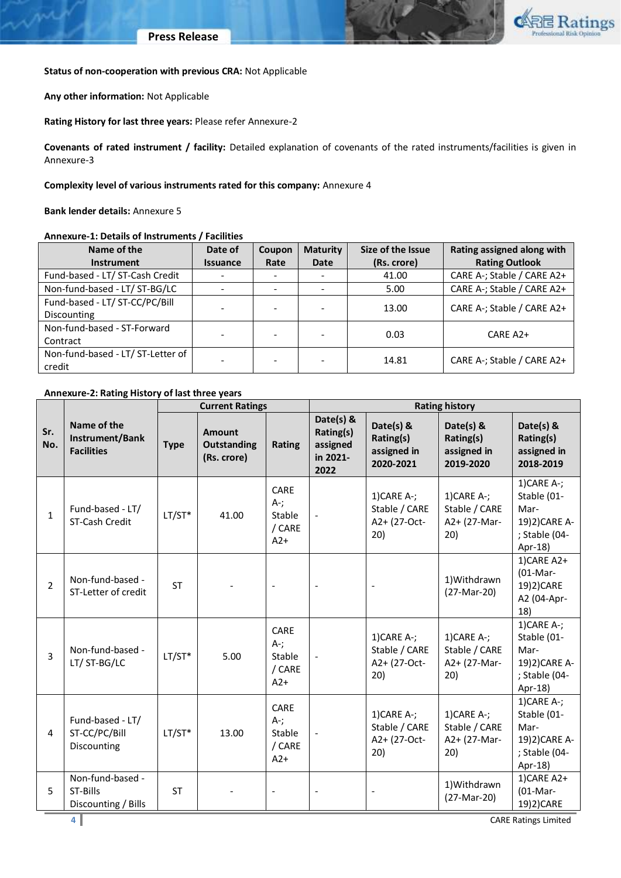**Status of non-cooperation with previous CRA:** Not Applicable

**Any other information:** Not Applicable

**Rating History for last three years:** Please refer Annexure-2

**Covenants of rated instrument / facility:** Detailed explanation of covenants of the rated instruments/facilities is given in Annexure-3

**Complexity level of various instruments rated for this company:** Annexure 4

**Bank lender details:** Annexure 5

**Annexure-1: Details of Instruments / Facilities**

| Name of the Instrument | Date of Issuance | Coupon Rate | Maturity Date | Size of the Issue (Rs. crore) | Rating assigned along with Rating Outlook |
|---|---|---|---|---|---|
| Fund-based - LT/ ST-Cash Credit | - | - | - | 41.00 | CARE A-; Stable / CARE A2+ |
| Non-fund-based - LT/ ST-BG/LC | - | - | - | 5.00 | CARE A-; Stable / CARE A2+ |
| Fund-based - LT/ ST-CC/PC/Bill Discounting | - | - | - | 13.00 | CARE A-; Stable / CARE A2+ |
| Non-fund-based - ST-Forward Contract | - | - | - | 0.03 | CARE A2+ |
| Non-fund-based - LT/ ST-Letter of credit | - | - | - | 14.81 | CARE A-; Stable / CARE A2+ |

**Annexure-2: Rating History of last three years**

| Sr. No. | Name of the Instrument/Bank Facilities | Current Ratings | | | Rating history | | | |
|---|---|---|---|---|---|---|---|---|
| | | Type | Amount Outstanding (Rs. crore) | Rating | Date(s) & Rating(s) assigned in 2021-2022 | Date(s) & Rating(s) assigned in 2020-2021 | Date(s) & Rating(s) assigned in 2019-2020 | Date(s) & Rating(s) assigned in 2018-2019 |
| 1 | Fund-based - LT/ ST-Cash Credit | LT/ST* | 41.00 | CARE A-; Stable / CARE A2+ | - | 1)CARE A-; Stable / CARE A2+ (27-Oct-20) | 1)CARE A-; Stable / CARE A2+ (27-Mar-20) | 1)CARE A-; Stable (01-Mar-19)2)CARE A-; Stable (04-Apr-18) |
| 2 | Non-fund-based - ST-Letter of credit | ST | - | - | - | - | 1)Withdrawn (27-Mar-20) | 1)CARE A2+ (01-Mar-19)2)CARE A2 (04-Apr-18) |
| 3 | Non-fund-based - LT/ ST-BG/LC | LT/ST* | 5.00 | CARE A-; Stable / CARE A2+ | - | 1)CARE A-; Stable / CARE A2+ (27-Oct-20) | 1)CARE A-; Stable / CARE A2+ (27-Mar-20) | 1)CARE A-; Stable (01-Mar-19)2)CARE A-; Stable (04-Apr-18) |
| 4 | Fund-based - LT/ ST-CC/PC/Bill Discounting | LT/ST* | 13.00 | CARE A-; Stable / CARE A2+ | - | 1)CARE A-; Stable / CARE A2+ (27-Oct-20) | 1)CARE A-; Stable / CARE A2+ (27-Mar-20) | 1)CARE A-; Stable (01-Mar-19)2)CARE A-; Stable (04-Apr-18) |
| 5 | Non-fund-based - ST-Bills Discounting / Bills | ST | - | - | - | - | 1)Withdrawn (27-Mar-20) | 1)CARE A2+ (01-Mar-19)2)CARE |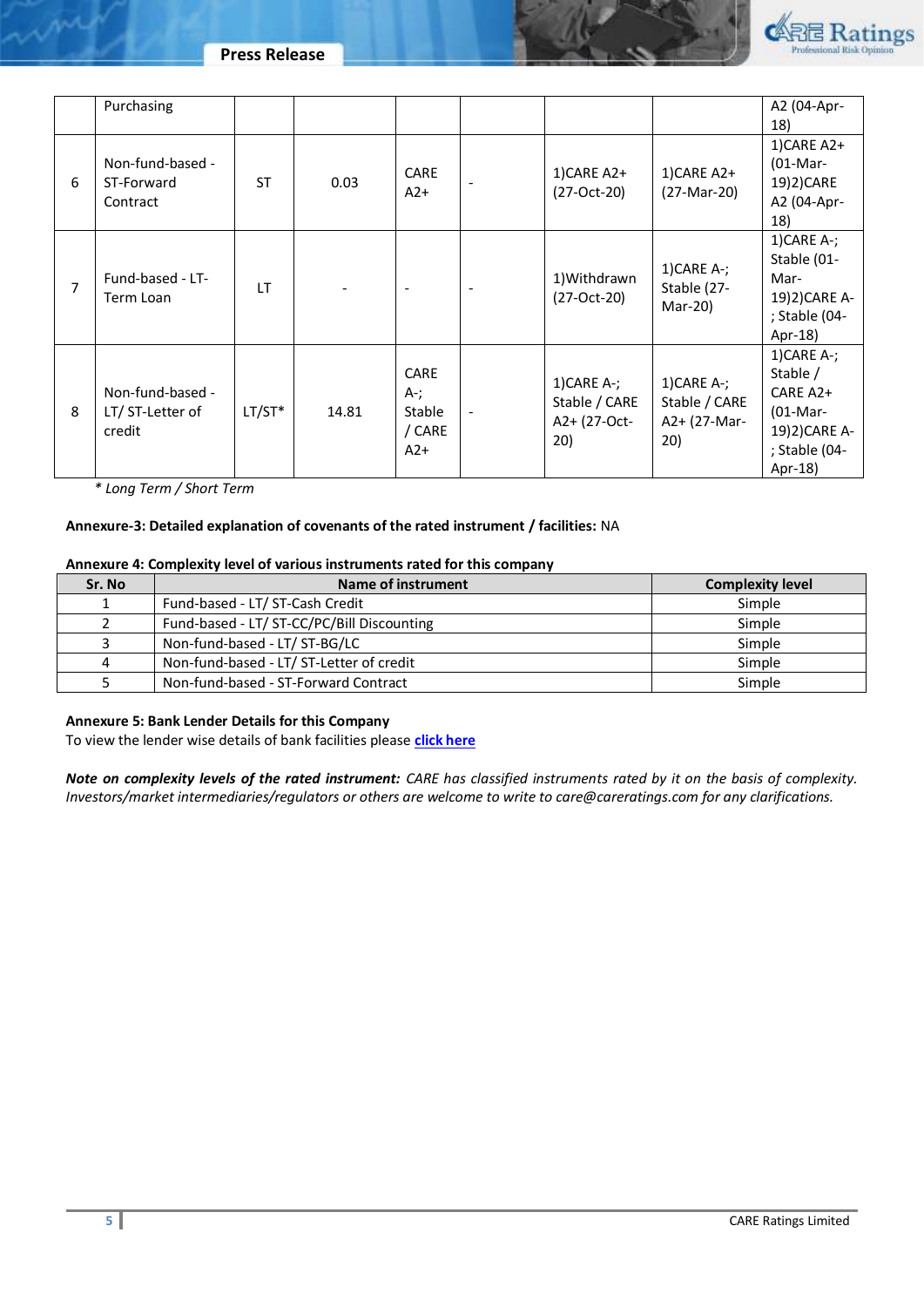|  | Purchasing |  |  |  |  |  |  | A2 (04-Apr-18) |
|---|---|---|---|---|---|---|---|---|
| 6 | Non-fund-based - ST-Forward Contract | ST | 0.03 | CARE A2+ | - | 1)CARE A2+ (27-Oct-20) | 1)CARE A2+ (27-Mar-20) | 1)CARE A2+ (01-Mar-19)2)CARE A2 (04-Apr-18) |
| 7 | Fund-based - LT-Term Loan | LT | - | - | - | 1)Withdrawn (27-Oct-20) | 1)CARE A-; Stable (27-Mar-20) | 1)CARE A-; Stable (01-Mar-19)2)CARE A-; Stable (04-Apr-18) |
| 8 | Non-fund-based - LT/ ST-Letter of credit | LT/ST* | 14.81 | CARE A-; Stable / CARE A2+ | - | 1)CARE A-; Stable / CARE A2+ (27-Oct-20) | 1)CARE A-; Stable / CARE A2+ (27-Mar-20) | 1)CARE A-; Stable / CARE A2+ (01-Mar-19)2)CARE A-; Stable (04-Apr-18) |

*\* Long Term / Short Term*

**Annexure-3: Detailed explanation of covenants of the rated instrument / facilities:** NA

**Annexure 4: Complexity level of various instruments rated for this company**

| Sr. No | Name of instrument | Complexity level |
|---|---|---|
| 1 | Fund-based - LT/ ST-Cash Credit | Simple |
| 2 | Fund-based - LT/ ST-CC/PC/Bill Discounting | Simple |
| 3 | Non-fund-based - LT/ ST-BG/LC | Simple |
| 4 | Non-fund-based - LT/ ST-Letter of credit | Simple |
| 5 | Non-fund-based - ST-Forward Contract | Simple |

**Annexure 5: Bank Lender Details for this Company**

To view the lender wise details of bank facilities please **click here**

***Note on complexity levels of the rated instrument:*** *CARE has classified instruments rated by it on the basis of complexity. Investors/market intermediaries/regulators or others are welcome to write to care@careratings.com for any clarifications.*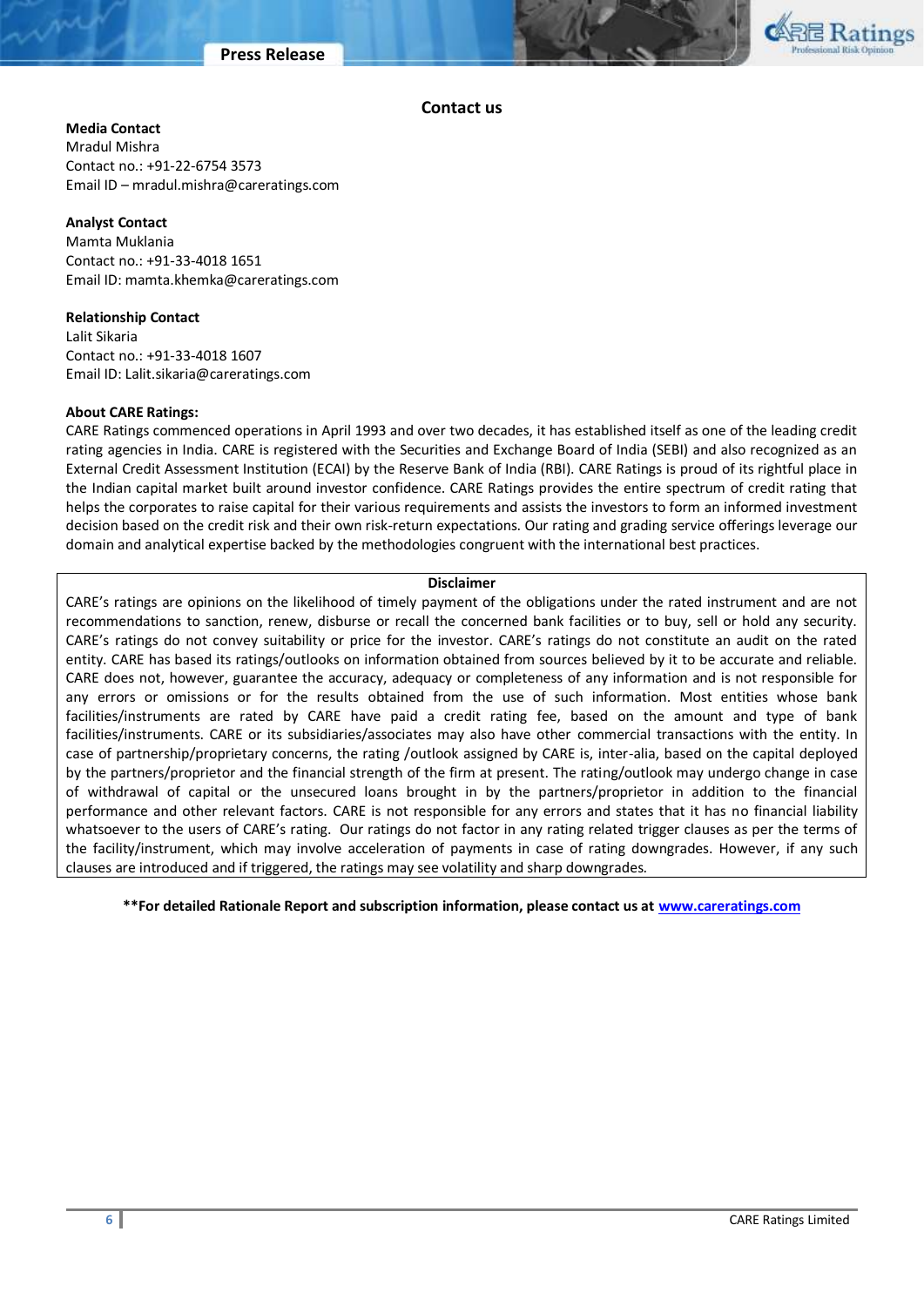## Contact us

**Media Contact**
Mradul Mishra
Contact no.: +91-22-6754 3573
Email ID – mradul.mishra@careratings.com

**Analyst Contact**
Mamta Muklania
Contact no.: +91-33-4018 1651
Email ID: mamta.khemka@careratings.com

**Relationship Contact**
Lalit Sikaria
Contact no.: +91-33-4018 1607
Email ID: Lalit.sikaria@careratings.com

**About CARE Ratings:**
CARE Ratings commenced operations in April 1993 and over two decades, it has established itself as one of the leading credit rating agencies in India. CARE is registered with the Securities and Exchange Board of India (SEBI) and also recognized as an External Credit Assessment Institution (ECAI) by the Reserve Bank of India (RBI). CARE Ratings is proud of its rightful place in the Indian capital market built around investor confidence. CARE Ratings provides the entire spectrum of credit rating that helps the corporates to raise capital for their various requirements and assists the investors to form an informed investment decision based on the credit risk and their own risk-return expectations. Our rating and grading service offerings leverage our domain and analytical expertise backed by the methodologies congruent with the international best practices.

**Disclaimer**

CARE's ratings are opinions on the likelihood of timely payment of the obligations under the rated instrument and are not recommendations to sanction, renew, disburse or recall the concerned bank facilities or to buy, sell or hold any security. CARE's ratings do not convey suitability or price for the investor. CARE's ratings do not constitute an audit on the rated entity. CARE has based its ratings/outlooks on information obtained from sources believed by it to be accurate and reliable. CARE does not, however, guarantee the accuracy, adequacy or completeness of any information and is not responsible for any errors or omissions or for the results obtained from the use of such information. Most entities whose bank facilities/instruments are rated by CARE have paid a credit rating fee, based on the amount and type of bank facilities/instruments. CARE or its subsidiaries/associates may also have other commercial transactions with the entity. In case of partnership/proprietary concerns, the rating /outlook assigned by CARE is, inter-alia, based on the capital deployed by the partners/proprietor and the financial strength of the firm at present. The rating/outlook may undergo change in case of withdrawal of capital or the unsecured loans brought in by the partners/proprietor in addition to the financial performance and other relevant factors. CARE is not responsible for any errors and states that it has no financial liability whatsoever to the users of CARE's rating. Our ratings do not factor in any rating related trigger clauses as per the terms of the facility/instrument, which may involve acceleration of payments in case of rating downgrades. However, if any such clauses are introduced and if triggered, the ratings may see volatility and sharp downgrades.

**\*\*For detailed Rationale Report and subscription information, please contact us at www.careratings.com**